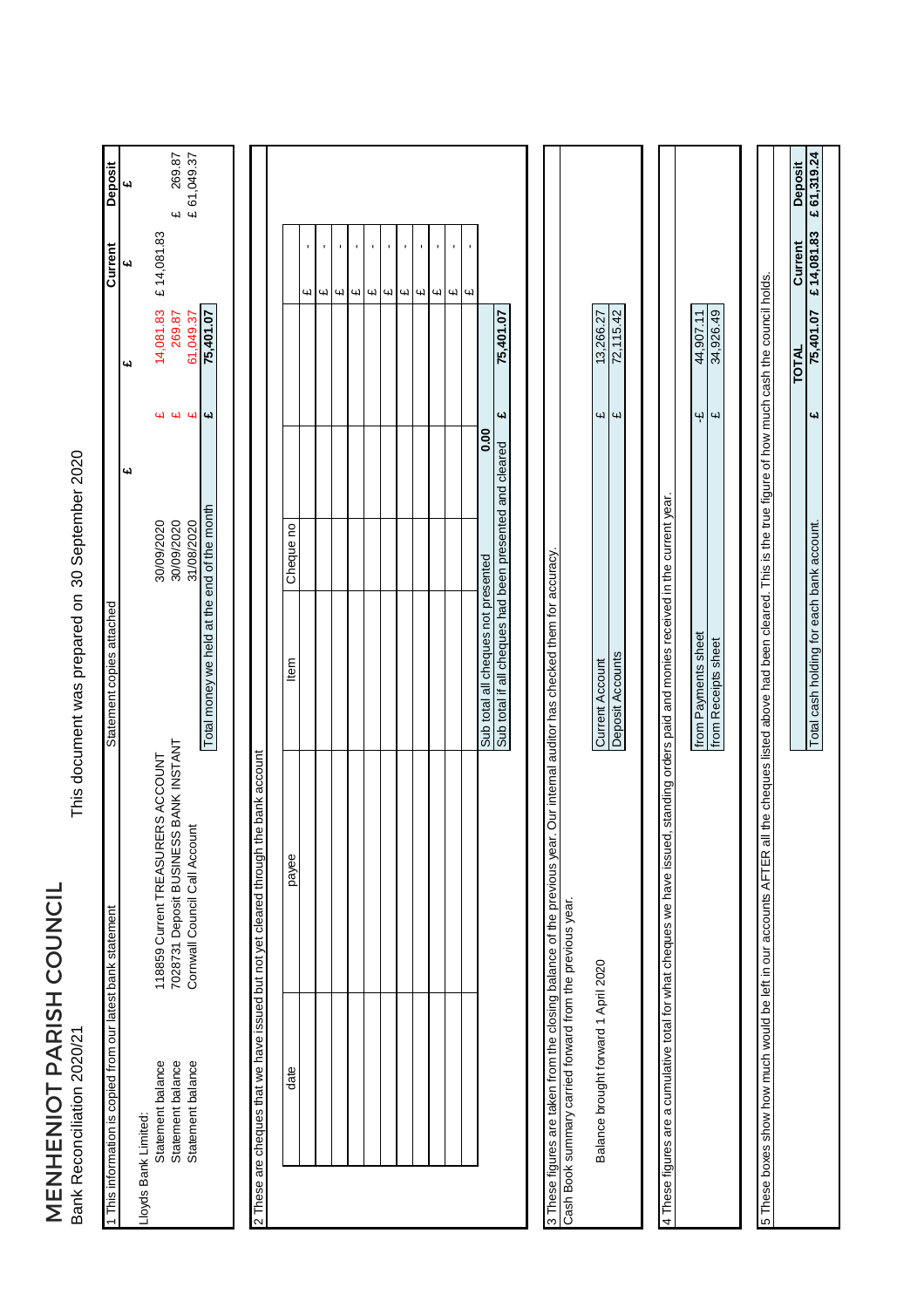# MENHENIOT PARISH COUNCIL

Bank Reconciliation 2020/21

This document was prepared on 30 September 2020

| 1 This information is copied from our latest bank statement | | Statement copies attached | | | Current | Deposit |
|---|---|---|---|---|---|---|
| | | | £ | £ | £ | £ |
| Lloyds Bank Limited: | | | | | | |
| Statement balance | 118859 Current TREASURERS ACCOUNT | 30/09/2020 | £ | 14,081.83 | £ 14,081.83 | |
| Statement balance | 7028731 Deposit BUSINESS BANK INSTANT | 30/09/2020 | £ | 269.87 | | £ 269.87 |
| Statement balance | Cornwall Council Call Account | 31/08/2020 | £ | 61,049.37 | | £ 61,049.37 |
| | | Total money we held at the end of the month | £ | 75,401.07 | | |

2 These are cheques that we have issued but not yet cleared through the bank account

| date | payee | Item | Cheque no | | |
|---|---|---|---|---|---|
| | | | | | £ - |
| | | | | | £ - |
| | | | | | £ - |
| | | | | | £ - |
| | | | | | £ - |
| | | | | | £ - |
| | | | | | £ - |
| | | | | | £ - |
| | | | | | £ - |
| | | Sub total all cheques not presented | | 0.00 | |
| | | Sub total if all cheques had been presented and cleared | | £ 75,401.07 | |

3 These figures are taken from the closing balance of the previous year. Our internal auditor has checked them for accuracy.
Cash Book summary carried forward from the previous year.

| Balance brought forward 1 April 2020 | | | |
|---|---|---|---|
| | Current Account | £ | 13,266.27 |
| | Deposit Accounts | £ | 72,115.42 |

4 These figures are a cumulative total for what cheques we have issued, standing orders paid and monies received in the current year.

| | | |
|---|---|---|
| from Payments sheet | -£ | 44,907.11 |
| from Receipts sheet | £ | 34,926.49 |

5 These boxes show how much would be left in our accounts AFTER all the cheques listed above had been cleared. This is the true figure of how much cash the council holds.

| | | TOTAL | Current | Deposit |
|---|---|---|---|---|
| Total cash holding for each bank account. | £ | 75,401.07 | £ 14,081.83 | £ 61,319.24 |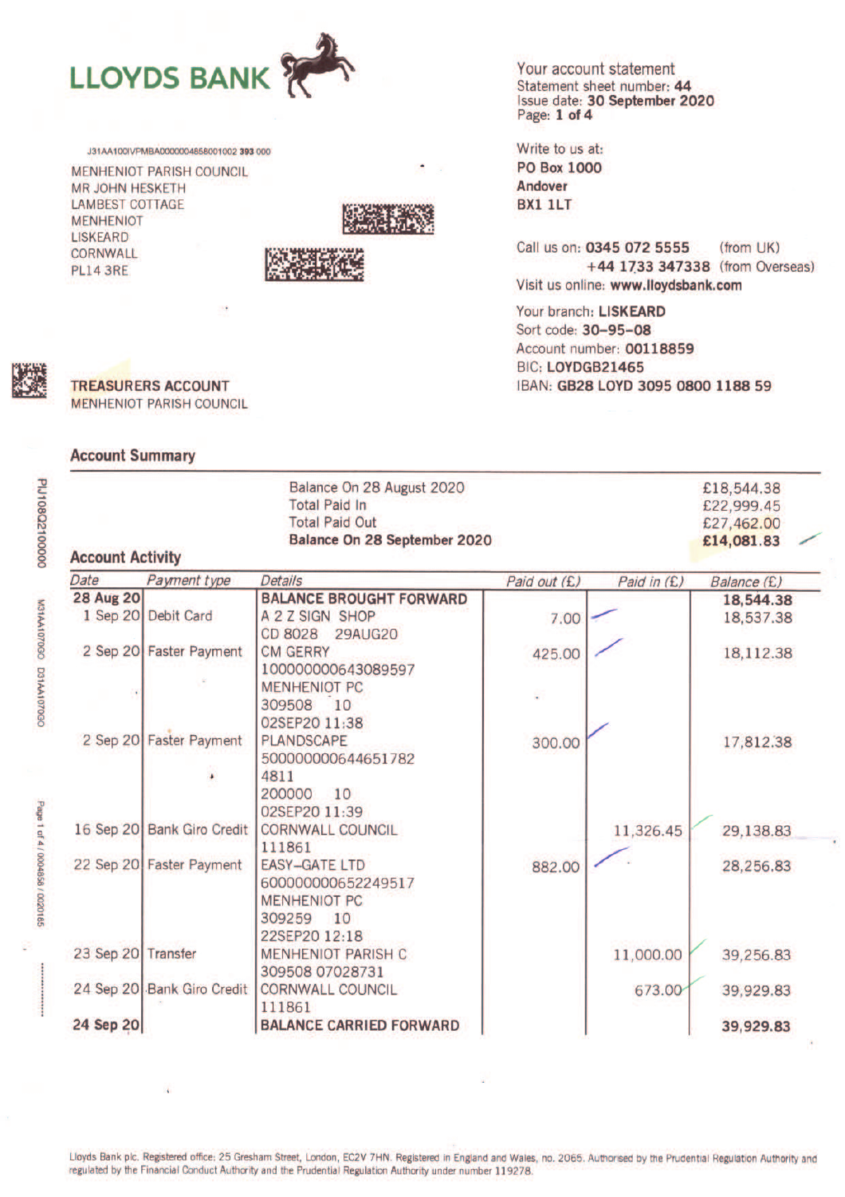# LLOYDS BANK

Your account statement
Statement sheet number: **44**
Issue date: **30 September 2020**
Page: **1 of 4**

J31AA100IVPMBA0000004858001002 **393** 000

MENHENIOT PARISH COUNCIL
MR JOHN HESKETH
LAMBEST COTTAGE
MENHENIOT
LISKEARD
CORNWALL
PL14 3RE

Write to us at:
**PO Box 1000**
**Andover**
**BX1 1LT**

Call us on: **0345 072 5555** (from UK)
**+44 1733 347338** (from Overseas)
Visit us online: **www.lloydsbank.com**

Your branch: **LISKEARD**
Sort code: **30-95-08**
Account number: **00118859**
BIC: **LOYDGB21465**
IBAN: **GB28 LOYD 3095 0800 1188 59**

**TREASURERS ACCOUNT**
MENHENIOT PARISH COUNCIL

## Account Summary

| | |
|---|---|
| Balance On 28 August 2020 | £18,544.38 |
| Total Paid In | £22,999.45 |
| Total Paid Out | £27,462.00 |
| **Balance On 28 September 2020** | **£14,081.83** |

## Account Activity

| Date | Payment type | Details | Paid out (£) | Paid in (£) | Balance (£) |
|---|---|---|---|---|---|
| **28 Aug 20** | | **BALANCE BROUGHT FORWARD** | | | **18,544.38** |
| 1 Sep 20 | Debit Card | A 2 Z SIGN SHOP CD 8028 29AUG20 | 7.00 | | 18,537.38 |
| 2 Sep 20 | Faster Payment | CM GERRY 100000000643089597 MENHENIOT PC 309508 10 02SEP20 11:38 | 425.00 | | 18,112.38 |
| 2 Sep 20 | Faster Payment | PLANDSCAPE 500000000644651782 4811 200000 10 02SEP20 11:39 | 300.00 | | 17,812.38 |
| 16 Sep 20 | Bank Giro Credit | CORNWALL COUNCIL 111861 | | 11,326.45 | 29,138.83 |
| 22 Sep 20 | Faster Payment | EASY-GATE LTD 600000000652249517 MENHENIOT PC 309259 10 22SEP20 12:18 | 882.00 | | 28,256.83 |
| 23 Sep 20 | Transfer | MENHENIOT PARISH C 309508 07028731 | | 11,000.00 | 39,256.83 |
| 24 Sep 20 | Bank Giro Credit | CORNWALL COUNCIL 111861 | | 673.00 | 39,929.83 |
| **24 Sep 20** | | **BALANCE CARRIED FORWARD** | | | **39,929.83** |

Lloyds Bank plc. Registered office: 25 Gresham Street, London, EC2V 7HN. Registered in England and Wales, no. 2065. Authorised by the Prudential Regulation Authority and regulated by the Financial Conduct Authority and the Prudential Regulation Authority under number 119278.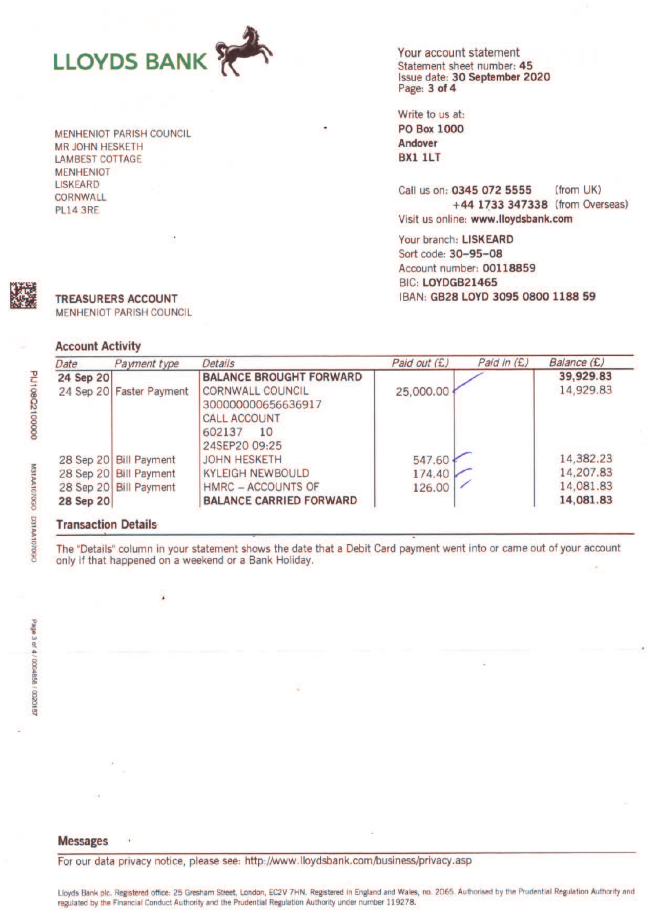# LLOYDS BANK

Your account statement
Statement sheet number: **45**
Issue date: **30 September 2020**
Page: **3 of 4**

MENHENIOT PARISH COUNCIL
MR JOHN HESKETH
LAMBEST COTTAGE
MENHENIOT
LISKEARD
CORNWALL
PL14 3RE

Write to us at:
**PO Box 1000**
**Andover**
**BX1 1LT**

Call us on: **0345 072 5555** (from UK)
**+44 1733 347338** (from Overseas)
Visit us online: **www.lloydsbank.com**

Your branch: **LISKEARD**
Sort code: **30-95-08**
Account number: **00118859**
BIC: **LOYDGB21465**
IBAN: **GB28 LOYD 3095 0800 1188 59**

**TREASURERS ACCOUNT**
MENHENIOT PARISH COUNCIL

## Account Activity

| Date | Payment type | Details | Paid out (£) | Paid in (£) | Balance (£) |
|---|---|---|---|---|---|
| **24 Sep 20** | | **BALANCE BROUGHT FORWARD** | | | **39,929.83** |
| 24 Sep 20 | Faster Payment | CORNWALL COUNCIL 300000000656636917 CALL ACCOUNT 602137 10 24SEP20 09:25 | 25,000.00 | | 14,929.83 |
| 28 Sep 20 | Bill Payment | JOHN HESKETH | 547.60 | | 14,382.23 |
| 28 Sep 20 | Bill Payment | KYLEIGH NEWBOULD | 174.40 | | 14,207.83 |
| 28 Sep 20 | Bill Payment | HMRC – ACCOUNTS OF | 126.00 | | 14,081.83 |
| **28 Sep 20** | | **BALANCE CARRIED FORWARD** | | | **14,081.83** |

## Transaction Details

The "Details" column in your statement shows the date that a Debit Card payment went into or came out of your account only if that happened on a weekend or a Bank Holiday.

## Messages

For our data privacy notice, please see: http://www.lloydsbank.com/business/privacy.asp

Lloyds Bank plc. Registered office: 25 Gresham Street, London, EC2V 7HN. Registered in England and Wales, no. 2065. Authorised by the Prudential Regulation Authority and regulated by the Financial Conduct Authority and the Prudential Regulation Authority under number 119278.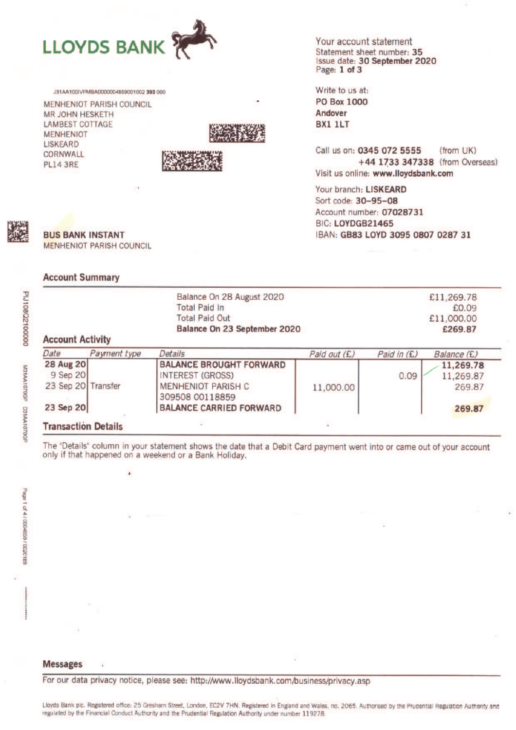# LLOYDS BANK

**Your account statement**
Statement sheet number: **35**
Issue date: **30 September 2020**
Page: **1 of 3**

J31AA100IVPMBA0000004859001002 **393** 000

MENHENIOT PARISH COUNCIL
MR JOHN HESKETH
LAMBEST COTTAGE
MENHENIOT
LISKEARD
CORNWALL
PL14 3RE

Write to us at:
**PO Box 1000**
**Andover**
**BX1 1LT**

Call us on: **0345 072 5555** (from UK)
**+44 1733 347338** (from Overseas)
Visit us online: **www.lloydsbank.com**

Your branch: **LISKEARD**
Sort code: **30-95-08**
Account number: **07028731**
BIC: **LOYDGB21465**
IBAN: **GB83 LOYD 3095 0807 0287 31**

**BUS BANK INSTANT**
MENHENIOT PARISH COUNCIL

## Account Summary

| | |
|---|---|
| Balance On 28 August 2020 | £11,269.78 |
| Total Paid In | £0.09 |
| Total Paid Out | £11,000.00 |
| **Balance On 23 September 2020** | **£269.87** |

## Account Activity

| Date | Payment type | Details | Paid out (£) | Paid in (£) | Balance (£) |
|---|---|---|---|---|---|
| **28 Aug 20** | | **BALANCE BROUGHT FORWARD** | | | **11,269.78** |
| 9 Sep 20 | | INTEREST (GROSS) | | 0.09 | 11,269.87 |
| 23 Sep 20 | Transfer | MENHENIOT PARISH C 309508 00118859 | 11,000.00 | | 269.87 |
| **23 Sep 20** | | **BALANCE CARRIED FORWARD** | | | **269.87** |

## Transaction Details

The "Details" column in your statement shows the date that a Debit Card payment went into or came out of your account only if that happened on a weekend or a Bank Holiday.

## Messages

For our data privacy notice, please see: http://www.lloydsbank.com/business/privacy.asp

Lloyds Bank plc. Registered office: 25 Gresham Street, London, EC2V 7HN. Registered in England and Wales, no. 2065. Authorised by the Prudential Regulation Authority and regulated by the Financial Conduct Authority and the Prudential Regulation Authority under number 119278.